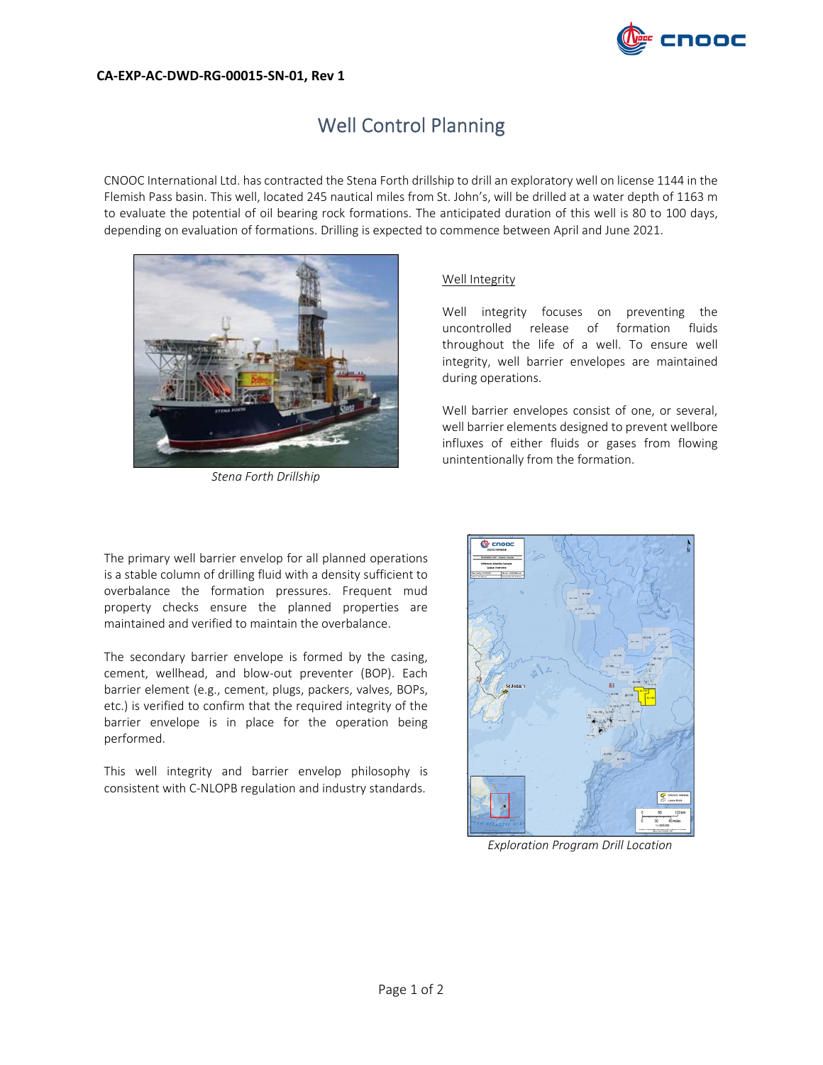**CA-EXP-AC-DWD-RG-00015-SN-01, Rev 1**

# Well Control Planning

CNOOC International Ltd. has contracted the Stena Forth drillship to drill an exploratory well on license 1144 in the Flemish Pass basin. This well, located 245 nautical miles from St. John's, will be drilled at a water depth of 1163 m to evaluate the potential of oil bearing rock formations. The anticipated duration of this well is 80 to 100 days, depending on evaluation of formations. Drilling is expected to commence between April and June 2021.

*Stena Forth Drillship*

## Well Integrity

Well integrity focuses on preventing the uncontrolled release of formation fluids throughout the life of a well. To ensure well integrity, well barrier envelopes are maintained during operations.

Well barrier envelopes consist of one, or several, well barrier elements designed to prevent wellbore influxes of either fluids or gases from flowing unintentionally from the formation.

The primary well barrier envelop for all planned operations is a stable column of drilling fluid with a density sufficient to overbalance the formation pressures. Frequent mud property checks ensure the planned properties are maintained and verified to maintain the overbalance.

The secondary barrier envelope is formed by the casing, cement, wellhead, and blow-out preventer (BOP). Each barrier element (e.g., cement, plugs, packers, valves, BOPs, etc.) is verified to confirm that the required integrity of the barrier envelope is in place for the operation being performed.

This well integrity and barrier envelop philosophy is consistent with C-NLOPB regulation and industry standards.

*Exploration Program Drill Location*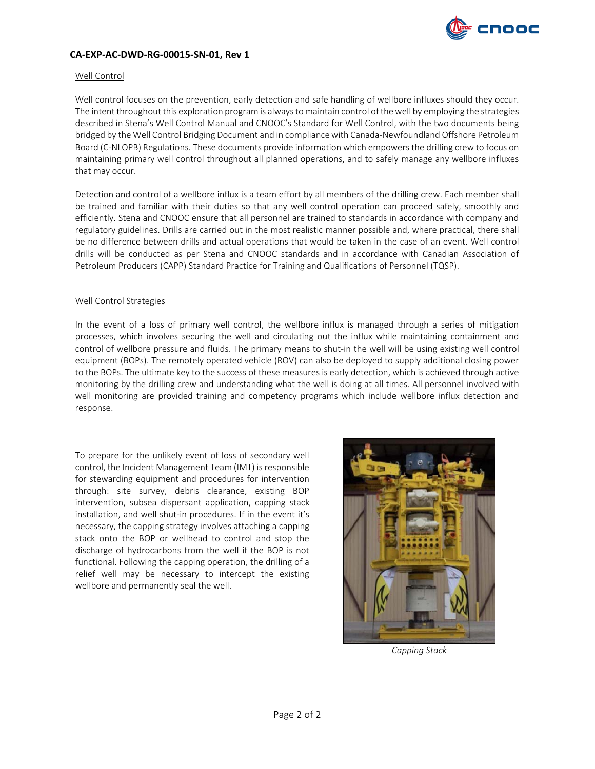**CA-EXP-AC-DWD-RG-00015-SN-01, Rev 1**

## Well Control

Well control focuses on the prevention, early detection and safe handling of wellbore influxes should they occur. The intent throughout this exploration program is always to maintain control of the well by employing the strategies described in Stena's Well Control Manual and CNOOC's Standard for Well Control, with the two documents being bridged by the Well Control Bridging Document and in compliance with Canada-Newfoundland Offshore Petroleum Board (C-NLOPB) Regulations. These documents provide information which empowers the drilling crew to focus on maintaining primary well control throughout all planned operations, and to safely manage any wellbore influxes that may occur.

Detection and control of a wellbore influx is a team effort by all members of the drilling crew. Each member shall be trained and familiar with their duties so that any well control operation can proceed safely, smoothly and efficiently. Stena and CNOOC ensure that all personnel are trained to standards in accordance with company and regulatory guidelines. Drills are carried out in the most realistic manner possible and, where practical, there shall be no difference between drills and actual operations that would be taken in the case of an event. Well control drills will be conducted as per Stena and CNOOC standards and in accordance with Canadian Association of Petroleum Producers (CAPP) Standard Practice for Training and Qualifications of Personnel (TQSP).

## Well Control Strategies

In the event of a loss of primary well control, the wellbore influx is managed through a series of mitigation processes, which involves securing the well and circulating out the influx while maintaining containment and control of wellbore pressure and fluids. The primary means to shut-in the well will be using existing well control equipment (BOPs). The remotely operated vehicle (ROV) can also be deployed to supply additional closing power to the BOPs. The ultimate key to the success of these measures is early detection, which is achieved through active monitoring by the drilling crew and understanding what the well is doing at all times. All personnel involved with well monitoring are provided training and competency programs which include wellbore influx detection and response.

To prepare for the unlikely event of loss of secondary well control, the Incident Management Team (IMT) is responsible for stewarding equipment and procedures for intervention through: site survey, debris clearance, existing BOP intervention, subsea dispersant application, capping stack installation, and well shut-in procedures. If in the event it's necessary, the capping strategy involves attaching a capping stack onto the BOP or wellhead to control and stop the discharge of hydrocarbons from the well if the BOP is not functional. Following the capping operation, the drilling of a relief well may be necessary to intercept the existing wellbore and permanently seal the well.

*Capping Stack*